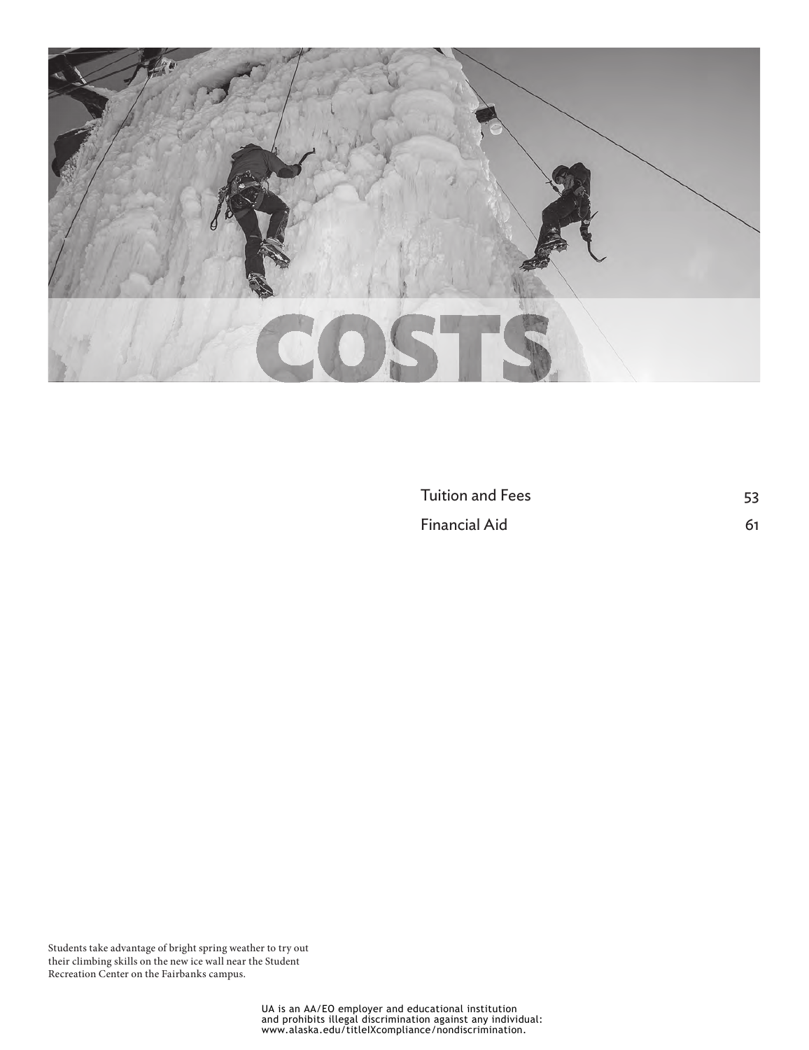# COSTS

| | |
|---|---|
| Tuition and Fees | 53 |
| Financial Aid | 61 |

Students take advantage of bright spring weather to try out their climbing skills on the new ice wall near the Student Recreation Center on the Fairbanks campus.

UA is an AA/EO employer and educational institution and prohibits illegal discrimination against any individual: www.alaska.edu/titleIXcompliance/nondiscrimination.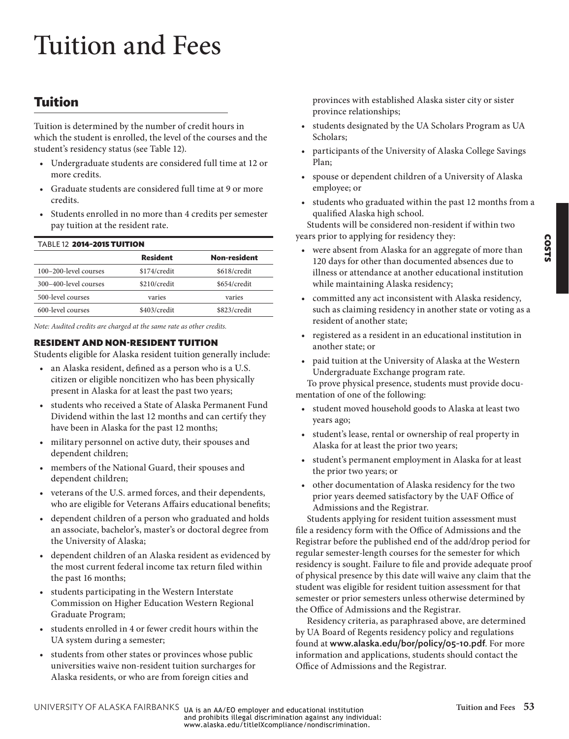# Tuition and Fees

## Tuition

Tuition is determined by the number of credit hours in which the student is enrolled, the level of the courses and the student's residency status (see Table 12).

- Undergraduate students are considered full time at 12 or more credits.
- Graduate students are considered full time at 9 or more credits.
- Students enrolled in no more than 4 credits per semester pay tuition at the resident rate.

TABLE 12 **2014–2015 TUITION**

| | Resident | Non-resident |
|---|---|---|
| 100–200-level courses | $174/credit | $618/credit |
| 300–400-level courses | $210/credit | $654/credit |
| 500-level courses | varies | varies |
| 600-level courses | $403/credit | $823/credit |

*Note: Audited credits are charged at the same rate as other credits.*

### RESIDENT AND NON-RESIDENT TUITION

Students eligible for Alaska resident tuition generally include:

- an Alaska resident, defined as a person who is a U.S. citizen or eligible noncitizen who has been physically present in Alaska for at least the past two years;
- students who received a State of Alaska Permanent Fund Dividend within the last 12 months and can certify they have been in Alaska for the past 12 months;
- military personnel on active duty, their spouses and dependent children;
- members of the National Guard, their spouses and dependent children;
- veterans of the U.S. armed forces, and their dependents, who are eligible for Veterans Affairs educational benefits;
- dependent children of a person who graduated and holds an associate, bachelor's, master's or doctoral degree from the University of Alaska;
- dependent children of an Alaska resident as evidenced by the most current federal income tax return filed within the past 16 months;
- students participating in the Western Interstate Commission on Higher Education Western Regional Graduate Program;
- students enrolled in 4 or fewer credit hours within the UA system during a semester;
- students from other states or provinces whose public universities waive non-resident tuition surcharges for Alaska residents, or who are from foreign cities and provinces with established Alaska sister city or sister province relationships;
- students designated by the UA Scholars Program as UA Scholars;
- participants of the University of Alaska College Savings Plan;
- spouse or dependent children of a University of Alaska employee; or
- students who graduated within the past 12 months from a qualified Alaska high school.

Students will be considered non-resident if within two years prior to applying for residency they:

- were absent from Alaska for an aggregate of more than 120 days for other than documented absences due to illness or attendance at another educational institution while maintaining Alaska residency;
- committed any act inconsistent with Alaska residency, such as claiming residency in another state or voting as a resident of another state;
- registered as a resident in an educational institution in another state; or
- paid tuition at the University of Alaska at the Western Undergraduate Exchange program rate.

To prove physical presence, students must provide documentation of one of the following:

- student moved household goods to Alaska at least two years ago;
- student's lease, rental or ownership of real property in Alaska for at least the prior two years;
- student's permanent employment in Alaska for at least the prior two years; or
- other documentation of Alaska residency for the two prior years deemed satisfactory by the UAF Office of Admissions and the Registrar.

Students applying for resident tuition assessment must file a residency form with the Office of Admissions and the Registrar before the published end of the add/drop period for regular semester-length courses for the semester for which residency is sought. Failure to file and provide adequate proof of physical presence by this date will waive any claim that the student was eligible for resident tuition assessment for that semester or prior semesters unless otherwise determined by the Office of Admissions and the Registrar.

Residency criteria, as paraphrased above, are determined by UA Board of Regents residency policy and regulations found at **www.alaska.edu/bor/policy/05-10.pdf**. For more information and applications, students should contact the Office of Admissions and the Registrar.

UA is an AA/EO employer and educational institution and prohibits illegal discrimination against any individual: www.alaska.edu/titleIXcompliance/nondiscrimination.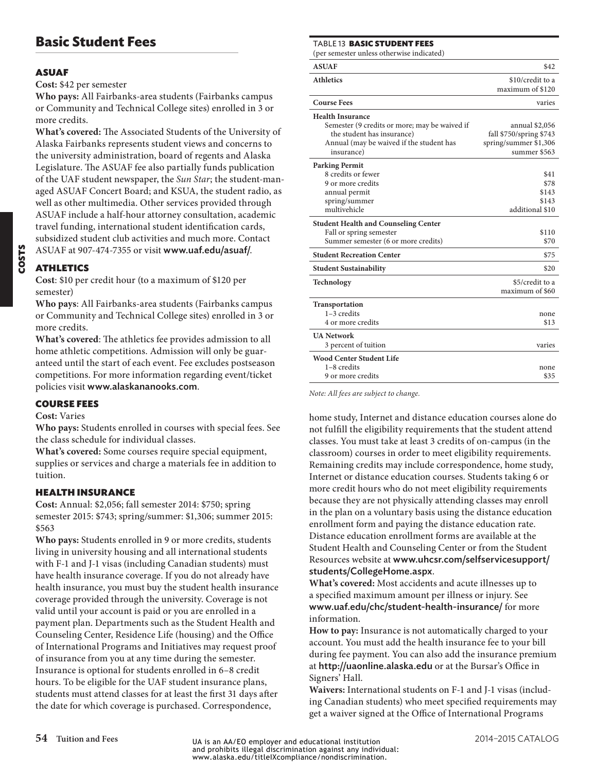# Basic Student Fees

### ASUAF

**Cost:** $42 per semester

**Who pays:** All Fairbanks-area students (Fairbanks campus or Community and Technical College sites) enrolled in 3 or more credits.

**What's covered:** The Associated Students of the University of Alaska Fairbanks represents student views and concerns to the university administration, board of regents and Alaska Legislature. The ASUAF fee also partially funds publication of the UAF student newspaper, the *Sun Star*; the student-managed ASUAF Concert Board; and KSUA, the student radio, as well as other multimedia. Other services provided through ASUAF include a half-hour attorney consultation, academic travel funding, international student identification cards, subsidized student club activities and much more. Contact ASUAF at 907-474-7355 or visit **www.uaf.edu/asuaf/**.

### ATHLETICS

**Cost**: $10 per credit hour (to a maximum of $120 per semester)

**Who pays**: All Fairbanks-area students (Fairbanks campus or Community and Technical College sites) enrolled in 3 or more credits.

**What's covered**: The athletics fee provides admission to all home athletic competitions. Admission will only be guaranteed until the start of each event. Fee excludes postseason competitions. For more information regarding event/ticket policies visit **www.alaskananooks.com**.

### COURSE FEES

**Cost:** Varies

**Who pays:** Students enrolled in courses with special fees. See the class schedule for individual classes.

**What's covered:** Some courses require special equipment, supplies or services and charge a materials fee in addition to tuition.

### HEALTH INSURANCE

**Cost:** Annual: $2,056; fall semester 2014: $750; spring semester 2015: $743; spring/summer: $1,306; summer 2015: $563

**Who pays:** Students enrolled in 9 or more credits, students living in university housing and all international students with F-1 and J-1 visas (including Canadian students) must have health insurance coverage. If you do not already have health insurance, you must buy the student health insurance coverage provided through the university. Coverage is not valid until your account is paid or you are enrolled in a payment plan. Departments such as the Student Health and Counseling Center, Residence Life (housing) and the Office of International Programs and Initiatives may request proof of insurance from you at any time during the semester. Insurance is optional for students enrolled in 6–8 credit hours. To be eligible for the UAF student insurance plans, students must attend classes for at least the first 31 days after the date for which coverage is purchased. Correspondence, home study, Internet and distance education courses alone do not fulfill the eligibility requirements that the student attend classes. You must take at least 3 credits of on-campus (in the classroom) courses in order to meet eligibility requirements. Remaining credits may include correspondence, home study, Internet or distance education courses. Students taking 6 or more credit hours who do not meet eligibility requirements because they are not physically attending classes may enroll in the plan on a voluntary basis using the distance education enrollment form and paying the distance education rate. Distance education enrollment forms are available at the Student Health and Counseling Center or from the Student Resources website at **www.uhcsr.com/selfservicesupport/students/CollegeHome.aspx**.

**What's covered:** Most accidents and acute illnesses up to a specified maximum amount per illness or injury. See **www.uaf.edu/chc/student-health-insurance/** for more information.

**How to pay:** Insurance is not automatically charged to your account. You must add the health insurance fee to your bill during fee payment. You can also add the insurance premium at **http://uaonline.alaska.edu** or at the Bursar's Office in Signers' Hall.

**Waivers:** International students on F-1 and J-1 visas (including Canadian students) who meet specified requirements may get a waiver signed at the Office of International Programs

TABLE 13 **BASIC STUDENT FEES**
(per semester unless otherwise indicated)

| Fee | Amount |
|---|---|
| **ASUAF** | $42 |
| **Athletics** | $10/credit to a maximum of $120 |
| **Course Fees** | varies |
| **Health Insurance** | |
| Semester (9 credits or more; may be waived if the student has insurance) | annual $2,056 |
| | fall $750/spring $743 |
| Annual (may be waived if the student has insurance) | spring/summer $1,306 |
| | summer $563 |
| **Parking Permit** | |
| 8 credits or fewer | $41 |
| 9 or more credits | $78 |
| annual permit | $143 |
| spring/summer | $143 |
| multivehicle | additional $10 |
| **Student Health and Counseling Center** | |
| Fall or spring semester | $110 |
| Summer semester (6 or more credits) | $70 |
| **Student Recreation Center** | $75 |
| **Student Sustainability** | $20 |
| **Technology** | $5/credit to a maximum of $60 |
| **Transportation** | |
| 1–3 credits | none |
| 4 or more credits | $13 |
| **UA Network** | |
| 3 percent of tuition | varies |
| **Wood Center Student Life** | |
| 1–8 credits | none |
| 9 or more credits | $35 |

*Note: All fees are subject to change.*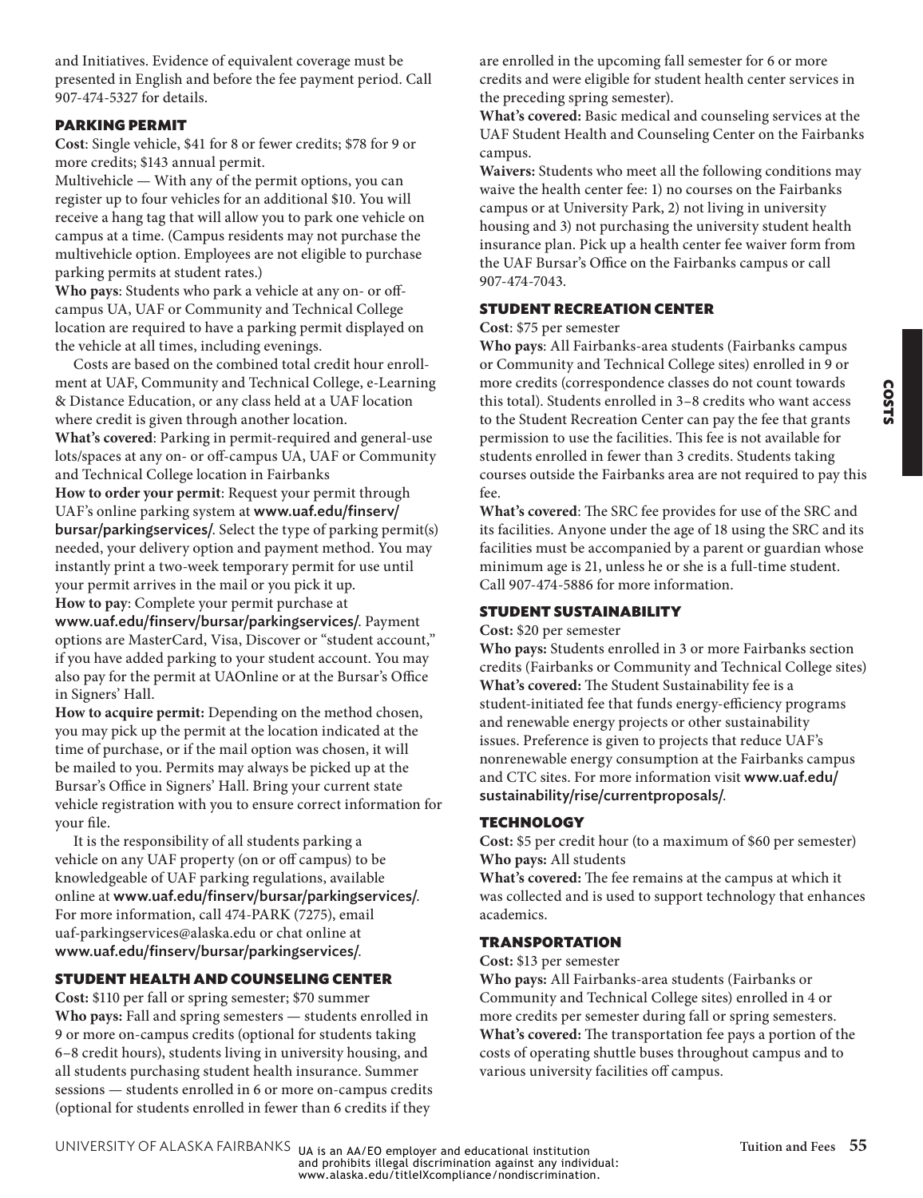and Initiatives. Evidence of equivalent coverage must be presented in English and before the fee payment period. Call 907-474-5327 for details.

## PARKING PERMIT

**Cost**: Single vehicle, $41 for 8 or fewer credits; $78 for 9 or more credits; $143 annual permit.

Multivehicle — With any of the permit options, you can register up to four vehicles for an additional $10. You will receive a hang tag that will allow you to park one vehicle on campus at a time. (Campus residents may not purchase the multivehicle option. Employees are not eligible to purchase parking permits at student rates.)

**Who pays**: Students who park a vehicle at any on- or off-campus UA, UAF or Community and Technical College location are required to have a parking permit displayed on the vehicle at all times, including evenings.

Costs are based on the combined total credit hour enrollment at UAF, Community and Technical College, e-Learning & Distance Education, or any class held at a UAF location where credit is given through another location.

**What's covered**: Parking in permit-required and general-use lots/spaces at any on- or off-campus UA, UAF or Community and Technical College location in Fairbanks

**How to order your permit**: Request your permit through UAF's online parking system at **www.uaf.edu/finserv/bursar/parkingservices/**. Select the type of parking permit(s) needed, your delivery option and payment method. You may instantly print a two-week temporary permit for use until your permit arrives in the mail or you pick it up.

**How to pay**: Complete your permit purchase at **www.uaf.edu/finserv/bursar/parkingservices/**. Payment options are MasterCard, Visa, Discover or "student account," if you have added parking to your student account. You may also pay for the permit at UAOnline or at the Bursar's Office in Signers' Hall.

**How to acquire permit:** Depending on the method chosen, you may pick up the permit at the location indicated at the time of purchase, or if the mail option was chosen, it will be mailed to you. Permits may always be picked up at the Bursar's Office in Signers' Hall. Bring your current state vehicle registration with you to ensure correct information for your file.

It is the responsibility of all students parking a vehicle on any UAF property (on or off campus) to be knowledgeable of UAF parking regulations, available online at **www.uaf.edu/finserv/bursar/parkingservices/**. For more information, call 474-PARK (7275), email uaf-parkingservices@alaska.edu or chat online at **www.uaf.edu/finserv/bursar/parkingservices/**.

## STUDENT HEALTH AND COUNSELING CENTER

**Cost:** $110 per fall or spring semester; $70 summer

**Who pays:** Fall and spring semesters — students enrolled in 9 or more on-campus credits (optional for students taking 6–8 credit hours), students living in university housing, and all students purchasing student health insurance. Summer sessions — students enrolled in 6 or more on-campus credits (optional for students enrolled in fewer than 6 credits if they are enrolled in the upcoming fall semester for 6 or more credits and were eligible for student health center services in the preceding spring semester).

**What's covered:** Basic medical and counseling services at the UAF Student Health and Counseling Center on the Fairbanks campus.

**Waivers:** Students who meet all the following conditions may waive the health center fee: 1) no courses on the Fairbanks campus or at University Park, 2) not living in university housing and 3) not purchasing the university student health insurance plan. Pick up a health center fee waiver form from the UAF Bursar's Office on the Fairbanks campus or call 907-474-7043.

## STUDENT RECREATION CENTER

**Cost**: $75 per semester

**Who pays**: All Fairbanks-area students (Fairbanks campus or Community and Technical College sites) enrolled in 9 or more credits (correspondence classes do not count towards this total). Students enrolled in 3–8 credits who want access to the Student Recreation Center can pay the fee that grants permission to use the facilities. This fee is not available for students enrolled in fewer than 3 credits. Students taking courses outside the Fairbanks area are not required to pay this fee.

**What's covered**: The SRC fee provides for use of the SRC and its facilities. Anyone under the age of 18 using the SRC and its facilities must be accompanied by a parent or guardian whose minimum age is 21, unless he or she is a full-time student. Call 907-474-5886 for more information.

## STUDENT SUSTAINABILITY

**Cost:** $20 per semester

**Who pays:** Students enrolled in 3 or more Fairbanks section credits (Fairbanks or Community and Technical College sites)

**What's covered:** The Student Sustainability fee is a student-initiated fee that funds energy-efficiency programs and renewable energy projects or other sustainability issues. Preference is given to projects that reduce UAF's nonrenewable energy consumption at the Fairbanks campus and CTC sites. For more information visit **www.uaf.edu/sustainability/rise/currentproposals/**.

## TECHNOLOGY

**Cost:** $5 per credit hour (to a maximum of $60 per semester)

**Who pays:** All students

**What's covered:** The fee remains at the campus at which it was collected and is used to support technology that enhances academics.

## TRANSPORTATION

**Cost:** $13 per semester

**Who pays:** All Fairbanks-area students (Fairbanks or Community and Technical College sites) enrolled in 4 or more credits per semester during fall or spring semesters.

**What's covered:** The transportation fee pays a portion of the costs of operating shuttle buses throughout campus and to various university facilities off campus.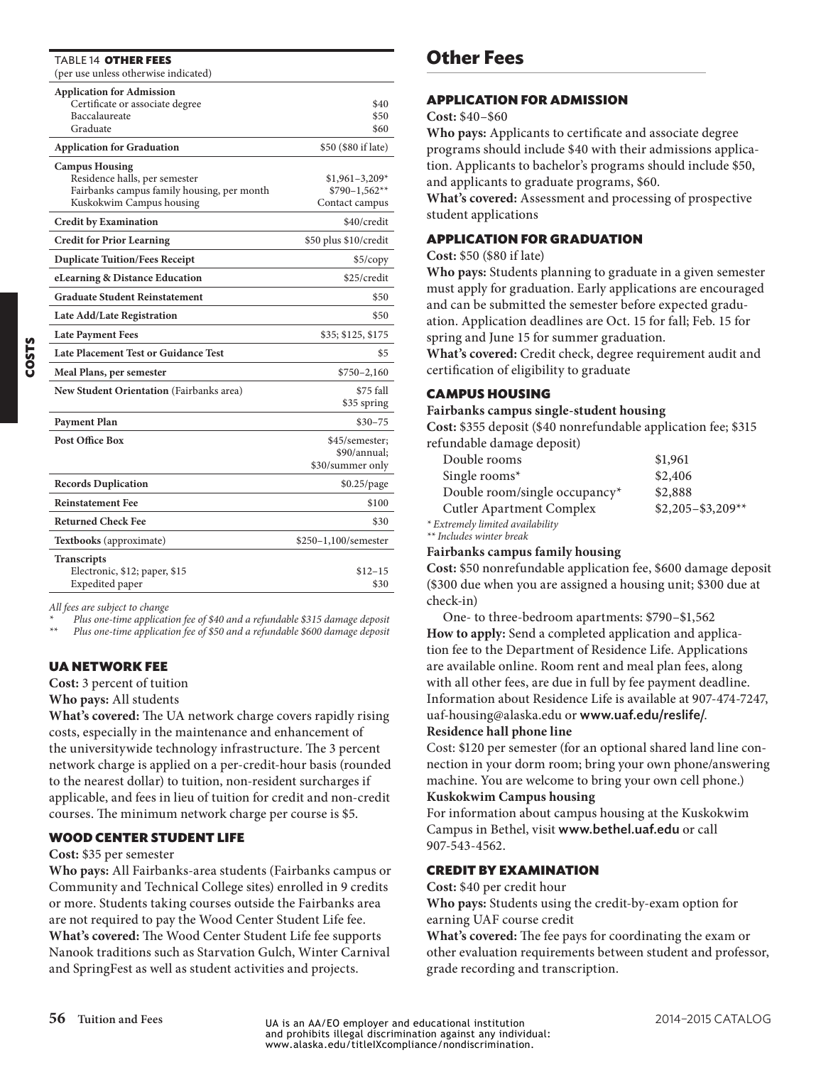TABLE 14 **OTHER FEES**
(per use unless otherwise indicated)

| Fee | Cost |
|---|---|
| **Application for Admission** | |
| Certificate or associate degree | $40 |
| Baccalaureate | $50 |
| Graduate | $60 |
| **Application for Graduation** | $50 ($80 if late) |
| **Campus Housing** | |
| Residence halls, per semester | $1,961–3,209* |
| Fairbanks campus family housing, per month | $790–1,562** |
| Kuskokwim Campus housing | Contact campus |
| **Credit by Examination** | $40/credit |
| **Credit for Prior Learning** | $50 plus $10/credit |
| **Duplicate Tuition/Fees Receipt** | $5/copy |
| **eLearning & Distance Education** | $25/credit |
| **Graduate Student Reinstatement** | $50 |
| **Late Add/Late Registration** | $50 |
| **Late Payment Fees** | $35; $125, $175 |
| **Late Placement Test or Guidance Test** | $5 |
| **Meal Plans, per semester** | $750–2,160 |
| **New Student Orientation** (Fairbanks area) | $75 fall<br>$35 spring |
| **Payment Plan** | $30–75 |
| **Post Office Box** | $45/semester;<br>$90/annual;<br>$30/summer only |
| **Records Duplication** | $0.25/page |
| **Reinstatement Fee** | $100 |
| **Returned Check Fee** | $30 |
| **Textbooks** (approximate) | $250–1,100/semester |
| **Transcripts** | |
| Electronic, $12; paper, $15 | $12–15 |
| Expedited paper | $30 |

*All fees are subject to change*

\* *Plus one-time application fee of $40 and a refundable $315 damage deposit*

\*\* *Plus one-time application fee of $50 and a refundable $600 damage deposit*

### UA NETWORK FEE

**Cost:** 3 percent of tuition

**Who pays:** All students

**What's covered:** The UA network charge covers rapidly rising costs, especially in the maintenance and enhancement of the universitywide technology infrastructure. The 3 percent network charge is applied on a per-credit-hour basis (rounded to the nearest dollar) to tuition, non-resident surcharges if applicable, and fees in lieu of tuition for credit and non-credit courses. The minimum network charge per course is $5.

### WOOD CENTER STUDENT LIFE

**Cost:** $35 per semester

**Who pays:** All Fairbanks-area students (Fairbanks campus or Community and Technical College sites) enrolled in 9 credits or more. Students taking courses outside the Fairbanks area are not required to pay the Wood Center Student Life fee.

**What's covered:** The Wood Center Student Life fee supports Nanook traditions such as Starvation Gulch, Winter Carnival and SpringFest as well as student activities and projects.

## Other Fees

### APPLICATION FOR ADMISSION

**Cost:** $40–$60

**Who pays:** Applicants to certificate and associate degree programs should include $40 with their admissions application. Applicants to bachelor's programs should include $50, and applicants to graduate programs, $60.

**What's covered:** Assessment and processing of prospective student applications

### APPLICATION FOR GRADUATION

**Cost:** $50 ($80 if late)

**Who pays:** Students planning to graduate in a given semester must apply for graduation. Early applications are encouraged and can be submitted the semester before expected graduation. Application deadlines are Oct. 15 for fall; Feb. 15 for spring and June 15 for summer graduation.

**What's covered:** Credit check, degree requirement audit and certification of eligibility to graduate

### CAMPUS HOUSING

**Fairbanks campus single-student housing**

**Cost:** $355 deposit ($40 nonrefundable application fee; $315 refundable damage deposit)

| Room type | Cost |
|---|---|
| Double rooms | $1,961 |
| Single rooms* | $2,406 |
| Double room/single occupancy* | $2,888 |
| Cutler Apartment Complex | $2,205–$3,209** |

\* *Extremely limited availability*

\*\* *Includes winter break*

**Fairbanks campus family housing**

**Cost:** $50 nonrefundable application fee, $600 damage deposit ($300 due when you are assigned a housing unit; $300 due at check-in)

One- to three-bedroom apartments: $790–$1,562

**How to apply:** Send a completed application and application fee to the Department of Residence Life. Applications are available online. Room rent and meal plan fees, along with all other fees, are due in full by fee payment deadline. Information about Residence Life is available at 907-474-7247, uaf-housing@alaska.edu or **www.uaf.edu/reslife/**.

**Residence hall phone line**

Cost: $120 per semester (for an optional shared land line connection in your dorm room; bring your own phone/answering machine. You are welcome to bring your own cell phone.)

**Kuskokwim Campus housing**

For information about campus housing at the Kuskokwim Campus in Bethel, visit **www.bethel.uaf.edu** or call 907-543-4562.

### CREDIT BY EXAMINATION

**Cost:** $40 per credit hour

**Who pays:** Students using the credit-by-exam option for earning UAF course credit

**What's covered:** The fee pays for coordinating the exam or other evaluation requirements between student and professor, grade recording and transcription.

UA is an AA/EO employer and educational institution and prohibits illegal discrimination against any individual: www.alaska.edu/titleIXcompliance/nondiscrimination.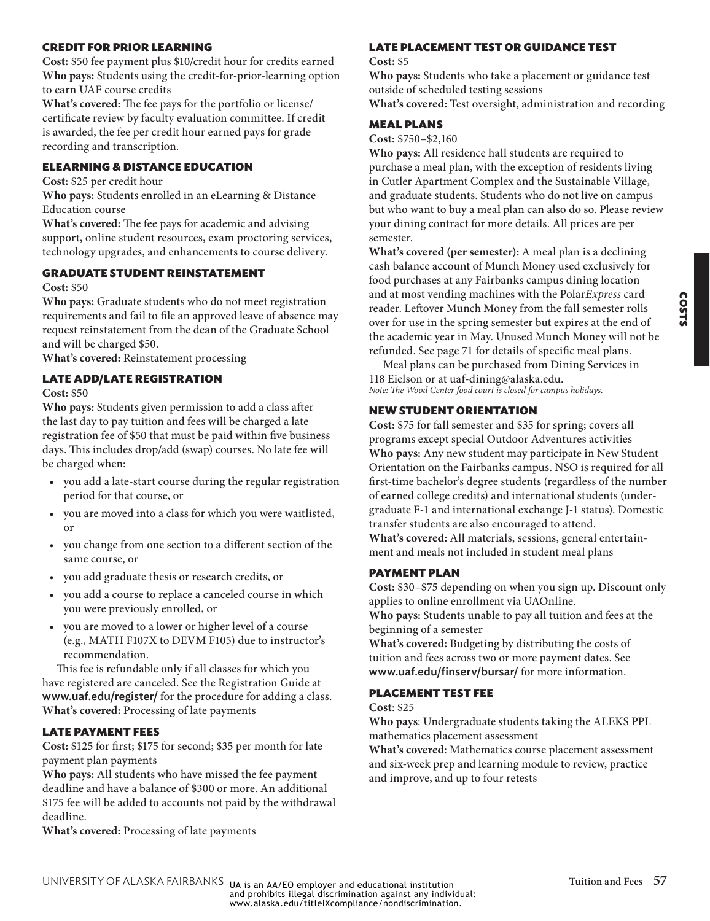### CREDIT FOR PRIOR LEARNING

**Cost:** $50 fee payment plus $10/credit hour for credits earned
**Who pays:** Students using the credit-for-prior-learning option to earn UAF course credits
**What's covered:** The fee pays for the portfolio or license/certificate review by faculty evaluation committee. If credit is awarded, the fee per credit hour earned pays for grade recording and transcription.

### ELEARNING & DISTANCE EDUCATION

**Cost:** $25 per credit hour
**Who pays:** Students enrolled in an eLearning & Distance Education course
**What's covered:** The fee pays for academic and advising support, online student resources, exam proctoring services, technology upgrades, and enhancements to course delivery.

### GRADUATE STUDENT REINSTATEMENT

**Cost:** $50
**Who pays:** Graduate students who do not meet registration requirements and fail to file an approved leave of absence may request reinstatement from the dean of the Graduate School and will be charged $50.
**What's covered:** Reinstatement processing

### LATE ADD/LATE REGISTRATION

**Cost:** $50
**Who pays:** Students given permission to add a class after the last day to pay tuition and fees will be charged a late registration fee of $50 that must be paid within five business days. This includes drop/add (swap) courses. No late fee will be charged when:

- you add a late-start course during the regular registration period for that course, or
- you are moved into a class for which you were waitlisted, or
- you change from one section to a different section of the same course, or
- you add graduate thesis or research credits, or
- you add a course to replace a canceled course in which you were previously enrolled, or
- you are moved to a lower or higher level of a course (e.g., MATH F107X to DEVM F105) due to instructor's recommendation.

This fee is refundable only if all classes for which you have registered are canceled. See the Registration Guide at **www.uaf.edu/register/** for the procedure for adding a class.
**What's covered:** Processing of late payments

### LATE PAYMENT FEES

**Cost:** $125 for first; $175 for second; $35 per month for late payment plan payments
**Who pays:** All students who have missed the fee payment deadline and have a balance of $300 or more. An additional $175 fee will be added to accounts not paid by the withdrawal deadline.
**What's covered:** Processing of late payments

### LATE PLACEMENT TEST OR GUIDANCE TEST

**Cost:** $5
**Who pays:** Students who take a placement or guidance test outside of scheduled testing sessions
**What's covered:** Test oversight, administration and recording

### MEAL PLANS

**Cost:** $750–$2,160
**Who pays:** All residence hall students are required to purchase a meal plan, with the exception of residents living in Cutler Apartment Complex and the Sustainable Village, and graduate students. Students who do not live on campus but who want to buy a meal plan can also do so. Please review your dining contract for more details. All prices are per semester.
**What's covered (per semester):** A meal plan is a declining cash balance account of Munch Money used exclusively for food purchases at any Fairbanks campus dining location and at most vending machines with the Polar*Express* card reader. Leftover Munch Money from the fall semester rolls over for use in the spring semester but expires at the end of the academic year in May. Unused Munch Money will not be refunded. See page 71 for details of specific meal plans.

Meal plans can be purchased from Dining Services in 118 Eielson or at uaf-dining@alaska.edu.
*Note: The Wood Center food court is closed for campus holidays.*

### NEW STUDENT ORIENTATION

**Cost:** $75 for fall semester and $35 for spring; covers all programs except special Outdoor Adventures activities
**Who pays:** Any new student may participate in New Student Orientation on the Fairbanks campus. NSO is required for all first-time bachelor's degree students (regardless of the number of earned college credits) and international students (undergraduate F-1 and international exchange J-1 status). Domestic transfer students are also encouraged to attend.
**What's covered:** All materials, sessions, general entertainment and meals not included in student meal plans

### PAYMENT PLAN

**Cost:** $30–$75 depending on when you sign up. Discount only applies to online enrollment via UAOnline.
**Who pays:** Students unable to pay all tuition and fees at the beginning of a semester
**What's covered:** Budgeting by distributing the costs of tuition and fees across two or more payment dates. See **www.uaf.edu/finserv/bursar/** for more information.

### PLACEMENT TEST FEE

**Cost**: $25
**Who pays**: Undergraduate students taking the ALEKS PPL mathematics placement assessment
**What's covered**: Mathematics course placement assessment and six-week prep and learning module to review, practice and improve, and up to four retests

UA is an AA/EO employer and educational institution and prohibits illegal discrimination against any individual: www.alaska.edu/titleIXcompliance/nondiscrimination.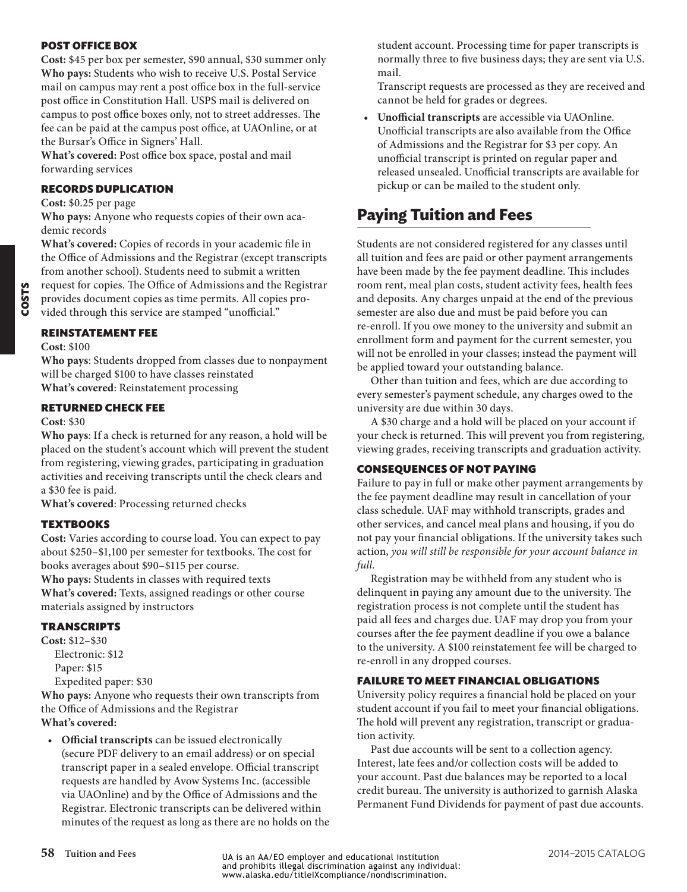### POST OFFICE BOX

**Cost:** $45 per box per semester, $90 annual, $30 summer only
**Who pays:** Students who wish to receive U.S. Postal Service mail on campus may rent a post office box in the full-service post office in Constitution Hall. USPS mail is delivered on campus to post office boxes only, not to street addresses. The fee can be paid at the campus post office, at UAOnline, or at the Bursar's Office in Signers' Hall.
**What's covered:** Post office box space, postal and mail forwarding services

### RECORDS DUPLICATION

**Cost:** $0.25 per page
**Who pays:** Anyone who requests copies of their own academic records
**What's covered:** Copies of records in your academic file in the Office of Admissions and the Registrar (except transcripts from another school). Students need to submit a written request for copies. The Office of Admissions and the Registrar provides document copies as time permits. All copies provided through this service are stamped "unofficial."

### REINSTATEMENT FEE

**Cost**: $100
**Who pays**: Students dropped from classes due to nonpayment will be charged $100 to have classes reinstated
**What's covered**: Reinstatement processing

### RETURNED CHECK FEE

**Cost**: $30
**Who pays**: If a check is returned for any reason, a hold will be placed on the student's account which will prevent the student from registering, viewing grades, participating in graduation activities and receiving transcripts until the check clears and a $30 fee is paid.
**What's covered**: Processing returned checks

### TEXTBOOKS

**Cost:** Varies according to course load. You can expect to pay about $250–$1,100 per semester for textbooks. The cost for books averages about $90–$115 per course.
**Who pays:** Students in classes with required texts
**What's covered:** Texts, assigned readings or other course materials assigned by instructors

### TRANSCRIPTS

**Cost:** $12–$30
Electronic: $12
Paper: $15
Expedited paper: $30
**Who pays:** Anyone who requests their own transcripts from the Office of Admissions and the Registrar
**What's covered:**

- **Official transcripts** can be issued electronically (secure PDF delivery to an email address) or on special transcript paper in a sealed envelope. Official transcript requests are handled by Avow Systems Inc. (accessible via UAOnline) and by the Office of Admissions and the Registrar. Electronic transcripts can be delivered within minutes of the request as long as there are no holds on the student account. Processing time for paper transcripts is normally three to five business days; they are sent via U.S. mail.
  Transcript requests are processed as they are received and cannot be held for grades or degrees.
- **Unofficial transcripts** are accessible via UAOnline. Unofficial transcripts are also available from the Office of Admissions and the Registrar for $3 per copy. An unofficial transcript is printed on regular paper and released unsealed. Unofficial transcripts are available for pickup or can be mailed to the student only.

## Paying Tuition and Fees

Students are not considered registered for any classes until all tuition and fees are paid or other payment arrangements have been made by the fee payment deadline. This includes room rent, meal plan costs, student activity fees, health fees and deposits. Any charges unpaid at the end of the previous semester are also due and must be paid before you can re-enroll. If you owe money to the university and submit an enrollment form and payment for the current semester, you will not be enrolled in your classes; instead the payment will be applied toward your outstanding balance.

Other than tuition and fees, which are due according to every semester's payment schedule, any charges owed to the university are due within 30 days.

A $30 charge and a hold will be placed on your account if your check is returned. This will prevent you from registering, viewing grades, receiving transcripts and graduation activity.

### CONSEQUENCES OF NOT PAYING

Failure to pay in full or make other payment arrangements by the fee payment deadline may result in cancellation of your class schedule. UAF may withhold transcripts, grades and other services, and cancel meal plans and housing, if you do not pay your financial obligations. If the university takes such action, *you will still be responsible for your account balance in full.*

Registration may be withheld from any student who is delinquent in paying any amount due to the university. The registration process is not complete until the student has paid all fees and charges due. UAF may drop you from your courses after the fee payment deadline if you owe a balance to the university. A $100 reinstatement fee will be charged to re-enroll in any dropped courses.

### FAILURE TO MEET FINANCIAL OBLIGATIONS

University policy requires a financial hold be placed on your student account if you fail to meet your financial obligations. The hold will prevent any registration, transcript or graduation activity.

Past due accounts will be sent to a collection agency. Interest, late fees and/or collection costs will be added to your account. Past due balances may be reported to a local credit bureau. The university is authorized to garnish Alaska Permanent Fund Dividends for payment of past due accounts.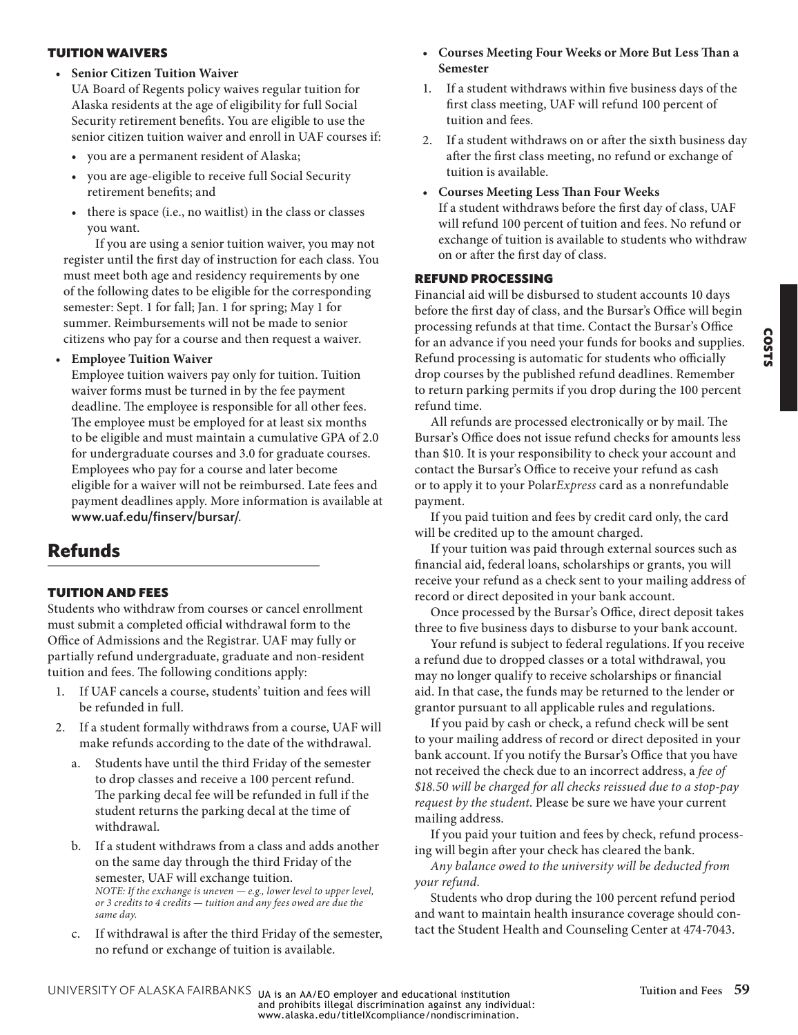### TUITION WAIVERS

- **Senior Citizen Tuition Waiver**
  UA Board of Regents policy waives regular tuition for Alaska residents at the age of eligibility for full Social Security retirement benefits. You are eligible to use the senior citizen tuition waiver and enroll in UAF courses if:
  - you are a permanent resident of Alaska;
  - you are age-eligible to receive full Social Security retirement benefits; and
  - there is space (i.e., no waitlist) in the class or classes you want.

  If you are using a senior tuition waiver, you may not register until the first day of instruction for each class. You must meet both age and residency requirements by one of the following dates to be eligible for the corresponding semester: Sept. 1 for fall; Jan. 1 for spring; May 1 for summer. Reimbursements will not be made to senior citizens who pay for a course and then request a waiver.

- **Employee Tuition Waiver**
  Employee tuition waivers pay only for tuition. Tuition waiver forms must be turned in by the fee payment deadline. The employee is responsible for all other fees. The employee must be employed for at least six months to be eligible and must maintain a cumulative GPA of 2.0 for undergraduate courses and 3.0 for graduate courses. Employees who pay for a course and later become eligible for a waiver will not be reimbursed. Late fees and payment deadlines apply. More information is available at **www.uaf.edu/finserv/bursar/**.

## Refunds

### TUITION AND FEES

Students who withdraw from courses or cancel enrollment must submit a completed official withdrawal form to the Office of Admissions and the Registrar. UAF may fully or partially refund undergraduate, graduate and non-resident tuition and fees. The following conditions apply:

1. If UAF cancels a course, students' tuition and fees will be refunded in full.
2. If a student formally withdraws from a course, UAF will make refunds according to the date of the withdrawal.
   a. Students have until the third Friday of the semester to drop classes and receive a 100 percent refund. The parking decal fee will be refunded in full if the student returns the parking decal at the time of withdrawal.
   b. If a student withdraws from a class and adds another on the same day through the third Friday of the semester, UAF will exchange tuition.
   *NOTE: If the exchange is uneven — e.g., lower level to upper level, or 3 credits to 4 credits — tuition and any fees owed are due the same day.*
   c. If withdrawal is after the third Friday of the semester, no refund or exchange of tuition is available.

- **Courses Meeting Four Weeks or More But Less Than a Semester**
  1. If a student withdraws within five business days of the first class meeting, UAF will refund 100 percent of tuition and fees.
  2. If a student withdraws on or after the sixth business day after the first class meeting, no refund or exchange of tuition is available.
- **Courses Meeting Less Than Four Weeks**
  If a student withdraws before the first day of class, UAF will refund 100 percent of tuition and fees. No refund or exchange of tuition is available to students who withdraw on or after the first day of class.

### REFUND PROCESSING

Financial aid will be disbursed to student accounts 10 days before the first day of class, and the Bursar's Office will begin processing refunds at that time. Contact the Bursar's Office for an advance if you need your funds for books and supplies. Refund processing is automatic for students who officially drop courses by the published refund deadlines. Remember to return parking permits if you drop during the 100 percent refund time.

All refunds are processed electronically or by mail. The Bursar's Office does not issue refund checks for amounts less than $10. It is your responsibility to check your account and contact the Bursar's Office to receive your refund as cash or to apply it to your Polar*Express* card as a nonrefundable payment.

If you paid tuition and fees by credit card only, the card will be credited up to the amount charged.

If your tuition was paid through external sources such as financial aid, federal loans, scholarships or grants, you will receive your refund as a check sent to your mailing address of record or direct deposited in your bank account.

Once processed by the Bursar's Office, direct deposit takes three to five business days to disburse to your bank account.

Your refund is subject to federal regulations. If you receive a refund due to dropped classes or a total withdrawal, you may no longer qualify to receive scholarships or financial aid. In that case, the funds may be returned to the lender or grantor pursuant to all applicable rules and regulations.

If you paid by cash or check, a refund check will be sent to your mailing address of record or direct deposited in your bank account. If you notify the Bursar's Office that you have not received the check due to an incorrect address, a *fee of $18.50 will be charged for all checks reissued due to a stop-pay request by the student*. Please be sure we have your current mailing address.

If you paid your tuition and fees by check, refund processing will begin after your check has cleared the bank.

*Any balance owed to the university will be deducted from your refund.*

Students who drop during the 100 percent refund period and want to maintain health insurance coverage should contact the Student Health and Counseling Center at 474-7043.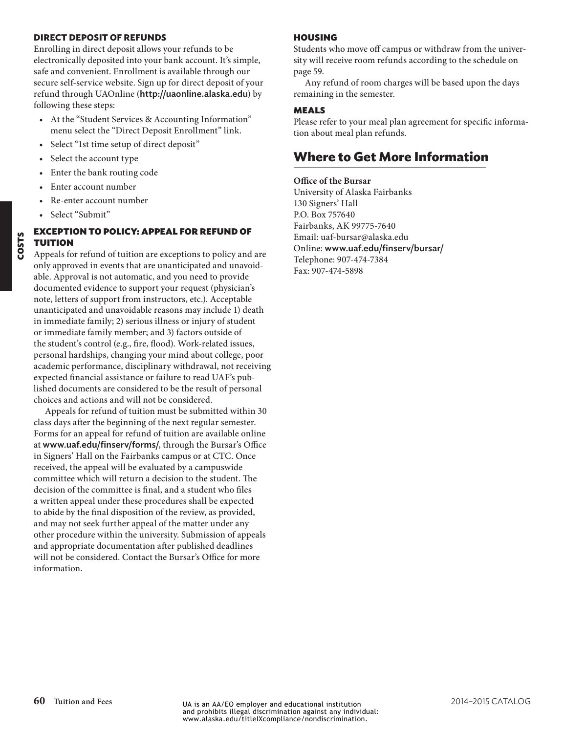### DIRECT DEPOSIT OF REFUNDS

Enrolling in direct deposit allows your refunds to be electronically deposited into your bank account. It's simple, safe and convenient. Enrollment is available through our secure self-service website. Sign up for direct deposit of your refund through UAOnline (**http://uaonline.alaska.edu**) by following these steps:

- At the "Student Services & Accounting Information" menu select the "Direct Deposit Enrollment" link.
- Select "1st time setup of direct deposit"
- Select the account type
- Enter the bank routing code
- Enter account number
- Re-enter account number
- Select "Submit"

### EXCEPTION TO POLICY: APPEAL FOR REFUND OF TUITION

Appeals for refund of tuition are exceptions to policy and are only approved in events that are unanticipated and unavoidable. Approval is not automatic, and you need to provide documented evidence to support your request (physician's note, letters of support from instructors, etc.). Acceptable unanticipated and unavoidable reasons may include 1) death in immediate family; 2) serious illness or injury of student or immediate family member; and 3) factors outside of the student's control (e.g., fire, flood). Work-related issues, personal hardships, changing your mind about college, poor academic performance, disciplinary withdrawal, not receiving expected financial assistance or failure to read UAF's published documents are considered to be the result of personal choices and actions and will not be considered.

Appeals for refund of tuition must be submitted within 30 class days after the beginning of the next regular semester. Forms for an appeal for refund of tuition are available online at **www.uaf.edu/finserv/forms/**, through the Bursar's Office in Signers' Hall on the Fairbanks campus or at CTC. Once received, the appeal will be evaluated by a campuswide committee which will return a decision to the student. The decision of the committee is final, and a student who files a written appeal under these procedures shall be expected to abide by the final disposition of the review, as provided, and may not seek further appeal of the matter under any other procedure within the university. Submission of appeals and appropriate documentation after published deadlines will not be considered. Contact the Bursar's Office for more information.

### HOUSING

Students who move off campus or withdraw from the university will receive room refunds according to the schedule on page 59.

Any refund of room charges will be based upon the days remaining in the semester.

### MEALS

Please refer to your meal plan agreement for specific information about meal plan refunds.

## Where to Get More Information

**Office of the Bursar**
University of Alaska Fairbanks
130 Signers' Hall
P.O. Box 757640
Fairbanks, AK 99775-7640
Email: uaf-bursar@alaska.edu
Online: **www.uaf.edu/finserv/bursar/**
Telephone: 907-474-7384
Fax: 907-474-5898

UA is an AA/EO employer and educational institution and prohibits illegal discrimination against any individual: www.alaska.edu/titleIXcompliance/nondiscrimination.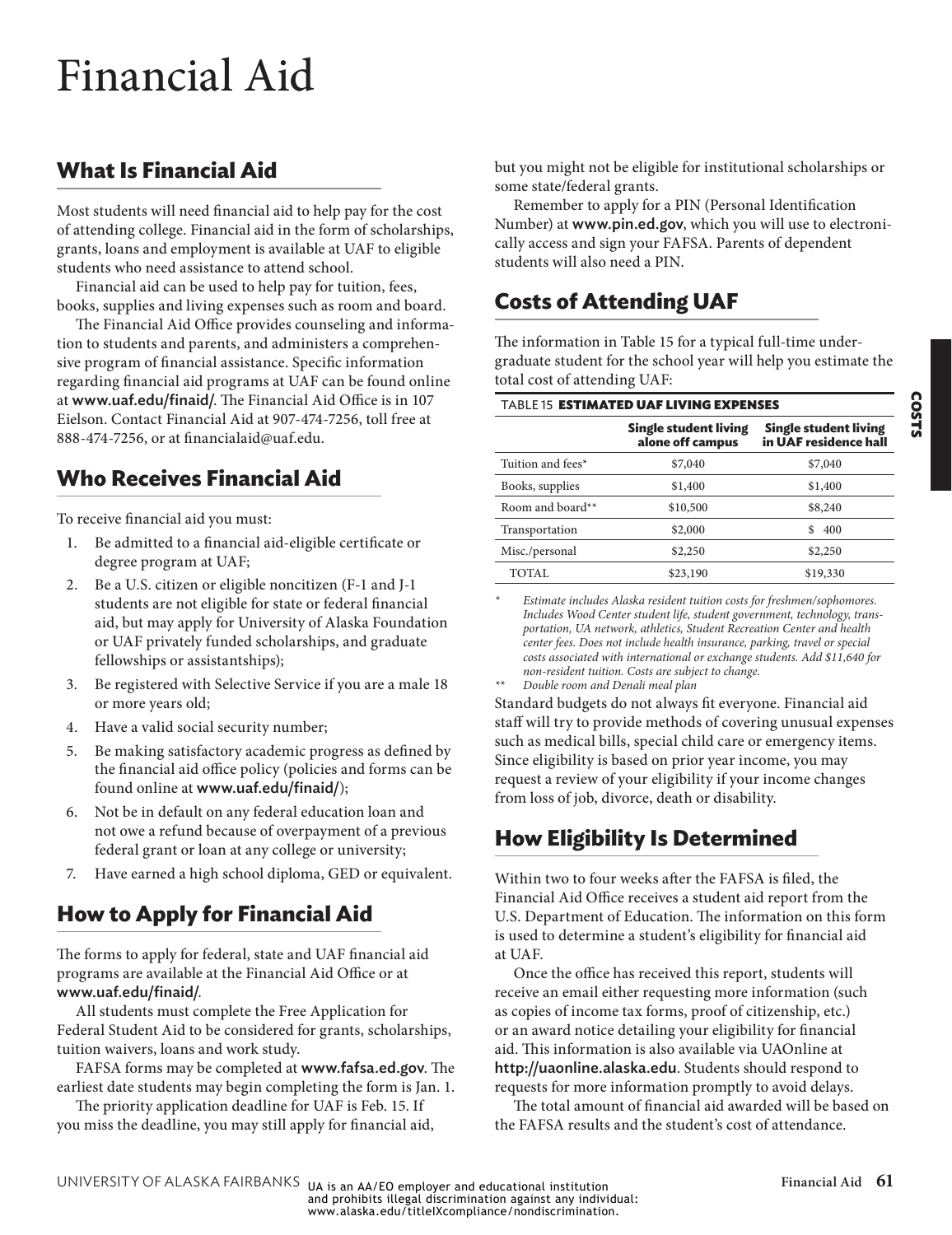# Financial Aid

## What Is Financial Aid

Most students will need financial aid to help pay for the cost of attending college. Financial aid in the form of scholarships, grants, loans and employment is available at UAF to eligible students who need assistance to attend school.

Financial aid can be used to help pay for tuition, fees, books, supplies and living expenses such as room and board.

The Financial Aid Office provides counseling and information to students and parents, and administers a comprehensive program of financial assistance. Specific information regarding financial aid programs at UAF can be found online at **www.uaf.edu/finaid/**. The Financial Aid Office is in 107 Eielson. Contact Financial Aid at 907-474-7256, toll free at 888-474-7256, or at financialaid@uaf.edu.

## Who Receives Financial Aid

To receive financial aid you must:

1. Be admitted to a financial aid-eligible certificate or degree program at UAF;
2. Be a U.S. citizen or eligible noncitizen (F-1 and J-1 students are not eligible for state or federal financial aid, but may apply for University of Alaska Foundation or UAF privately funded scholarships, and graduate fellowships or assistantships);
3. Be registered with Selective Service if you are a male 18 or more years old;
4. Have a valid social security number;
5. Be making satisfactory academic progress as defined by the financial aid office policy (policies and forms can be found online at **www.uaf.edu/finaid/**);
6. Not be in default on any federal education loan and not owe a refund because of overpayment of a previous federal grant or loan at any college or university;
7. Have earned a high school diploma, GED or equivalent.

## How to Apply for Financial Aid

The forms to apply for federal, state and UAF financial aid programs are available at the Financial Aid Office or at **www.uaf.edu/finaid/**.

All students must complete the Free Application for Federal Student Aid to be considered for grants, scholarships, tuition waivers, loans and work study.

FAFSA forms may be completed at **www.fafsa.ed.gov**. The earliest date students may begin completing the form is Jan. 1.

The priority application deadline for UAF is Feb. 15. If you miss the deadline, you may still apply for financial aid, but you might not be eligible for institutional scholarships or some state/federal grants.

Remember to apply for a PIN (Personal Identification Number) at **www.pin.ed.gov**, which you will use to electronically access and sign your FAFSA. Parents of dependent students will also need a PIN.

## Costs of Attending UAF

The information in Table 15 for a typical full-time undergraduate student for the school year will help you estimate the total cost of attending UAF:

TABLE 15 **ESTIMATED UAF LIVING EXPENSES**

| | Single student living alone off campus | Single student living in UAF residence hall |
|---|---|---|
| Tuition and fees* | $7,040 | $7,040 |
| Books, supplies | $1,400 | $1,400 |
| Room and board** | $10,500 | $8,240 |
| Transportation | $2,000 | $ 400 |
| Misc./personal | $2,250 | $2,250 |
| TOTAL | $23,190 | $19,330 |

\* *Estimate includes Alaska resident tuition costs for freshmen/sophomores. Includes Wood Center student life, student government, technology, transportation, UA network, athletics, Student Recreation Center and health center fees. Does not include health insurance, parking, travel or special costs associated with international or exchange students. Add $11,640 for non-resident tuition. Costs are subject to change.*

\** *Double room and Denali meal plan*

Standard budgets do not always fit everyone. Financial aid staff will try to provide methods of covering unusual expenses such as medical bills, special child care or emergency items. Since eligibility is based on prior year income, you may request a review of your eligibility if your income changes from loss of job, divorce, death or disability.

## How Eligibility Is Determined

Within two to four weeks after the FAFSA is filed, the Financial Aid Office receives a student aid report from the U.S. Department of Education. The information on this form is used to determine a student's eligibility for financial aid at UAF.

Once the office has received this report, students will receive an email either requesting more information (such as copies of income tax forms, proof of citizenship, etc.) or an award notice detailing your eligibility for financial aid. This information is also available via UAOnline at **http://uaonline.alaska.edu**. Students should respond to requests for more information promptly to avoid delays.

The total amount of financial aid awarded will be based on the FAFSA results and the student's cost of attendance.

UA is an AA/EO employer and educational institution and prohibits illegal discrimination against any individual: www.alaska.edu/titleIXcompliance/nondiscrimination.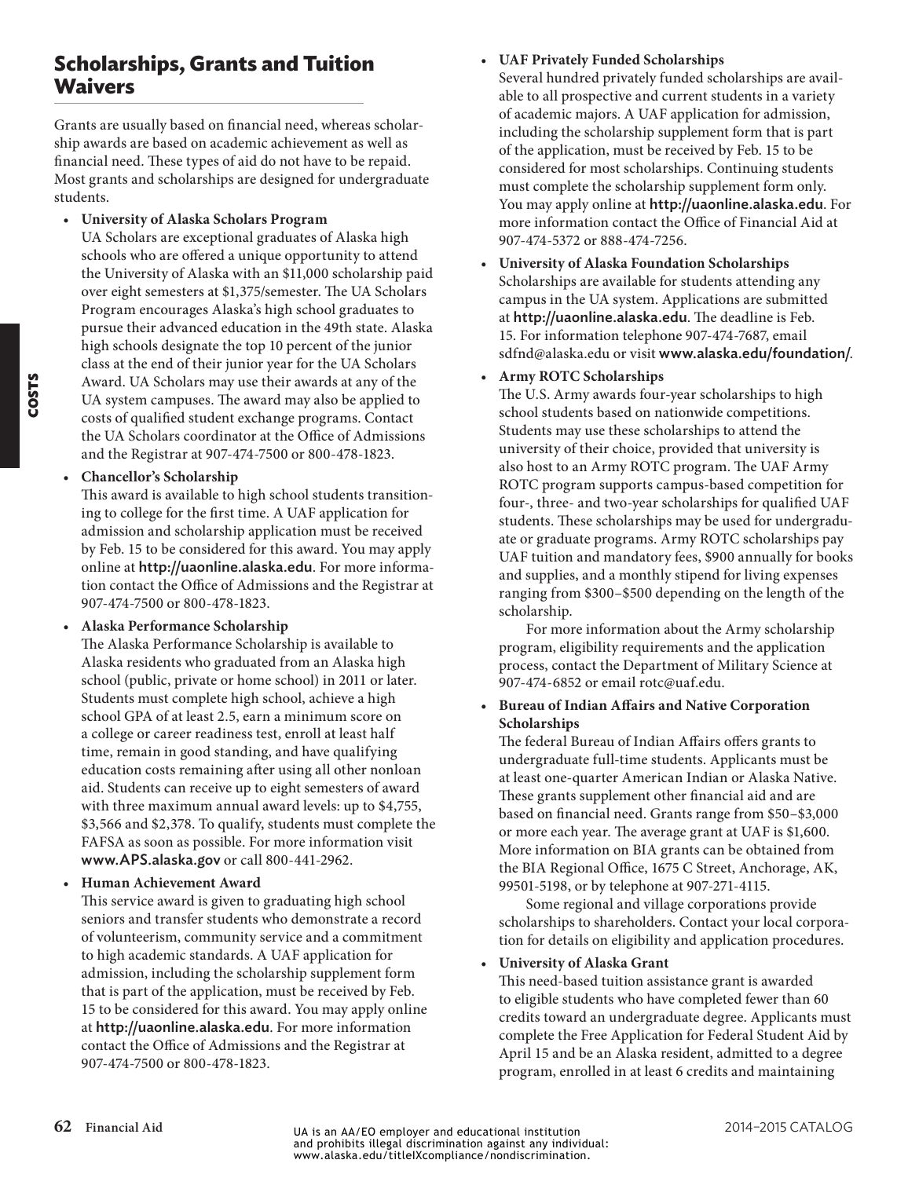## Scholarships, Grants and Tuition Waivers

Grants are usually based on financial need, whereas scholarship awards are based on academic achievement as well as financial need. These types of aid do not have to be repaid. Most grants and scholarships are designed for undergraduate students.

- **University of Alaska Scholars Program**
  UA Scholars are exceptional graduates of Alaska high schools who are offered a unique opportunity to attend the University of Alaska with an $11,000 scholarship paid over eight semesters at $1,375/semester. The UA Scholars Program encourages Alaska's high school graduates to pursue their advanced education in the 49th state. Alaska high schools designate the top 10 percent of the junior class at the end of their junior year for the UA Scholars Award. UA Scholars may use their awards at any of the UA system campuses. The award may also be applied to costs of qualified student exchange programs. Contact the UA Scholars coordinator at the Office of Admissions and the Registrar at 907-474-7500 or 800-478-1823.
- **Chancellor's Scholarship**
  This award is available to high school students transitioning to college for the first time. A UAF application for admission and scholarship application must be received by Feb. 15 to be considered for this award. You may apply online at **http://uaonline.alaska.edu**. For more information contact the Office of Admissions and the Registrar at 907-474-7500 or 800-478-1823.
- **Alaska Performance Scholarship**
  The Alaska Performance Scholarship is available to Alaska residents who graduated from an Alaska high school (public, private or home school) in 2011 or later. Students must complete high school, achieve a high school GPA of at least 2.5, earn a minimum score on a college or career readiness test, enroll at least half time, remain in good standing, and have qualifying education costs remaining after using all other nonloan aid. Students can receive up to eight semesters of award with three maximum annual award levels: up to $4,755, $3,566 and $2,378. To qualify, students must complete the FAFSA as soon as possible. For more information visit **www.APS.alaska.gov** or call 800-441-2962.
- **Human Achievement Award**
  This service award is given to graduating high school seniors and transfer students who demonstrate a record of volunteerism, community service and a commitment to high academic standards. A UAF application for admission, including the scholarship supplement form that is part of the application, must be received by Feb. 15 to be considered for this award. You may apply online at **http://uaonline.alaska.edu**. For more information contact the Office of Admissions and the Registrar at 907-474-7500 or 800-478-1823.
- **UAF Privately Funded Scholarships**
  Several hundred privately funded scholarships are available to all prospective and current students in a variety of academic majors. A UAF application for admission, including the scholarship supplement form that is part of the application, must be received by Feb. 15 to be considered for most scholarships. Continuing students must complete the scholarship supplement form only. You may apply online at **http://uaonline.alaska.edu**. For more information contact the Office of Financial Aid at 907-474-5372 or 888-474-7256.
- **University of Alaska Foundation Scholarships**
  Scholarships are available for students attending any campus in the UA system. Applications are submitted at **http://uaonline.alaska.edu**. The deadline is Feb. 15. For information telephone 907-474-7687, email sdfnd@alaska.edu or visit **www.alaska.edu/foundation/**.
- **Army ROTC Scholarships**
  The U.S. Army awards four-year scholarships to high school students based on nationwide competitions. Students may use these scholarships to attend the university of their choice, provided that university is also host to an Army ROTC program. The UAF Army ROTC program supports campus-based competition for four-, three- and two-year scholarships for qualified UAF students. These scholarships may be used for undergraduate or graduate programs. Army ROTC scholarships pay UAF tuition and mandatory fees, $900 annually for books and supplies, and a monthly stipend for living expenses ranging from $300–$500 depending on the length of the scholarship.

  For more information about the Army scholarship program, eligibility requirements and the application process, contact the Department of Military Science at 907-474-6852 or email rotc@uaf.edu.
- **Bureau of Indian Affairs and Native Corporation Scholarships**
  The federal Bureau of Indian Affairs offers grants to undergraduate full-time students. Applicants must be at least one-quarter American Indian or Alaska Native. These grants supplement other financial aid and are based on financial need. Grants range from $50–$3,000 or more each year. The average grant at UAF is $1,600. More information on BIA grants can be obtained from the BIA Regional Office, 1675 C Street, Anchorage, AK, 99501-5198, or by telephone at 907-271-4115.

  Some regional and village corporations provide scholarships to shareholders. Contact your local corporation for details on eligibility and application procedures.
- **University of Alaska Grant**
  This need-based tuition assistance grant is awarded to eligible students who have completed fewer than 60 credits toward an undergraduate degree. Applicants must complete the Free Application for Federal Student Aid by April 15 and be an Alaska resident, admitted to a degree program, enrolled in at least 6 credits and maintaining

UA is an AA/EO employer and educational institution and prohibits illegal discrimination against any individual: www.alaska.edu/titleIXcompliance/nondiscrimination.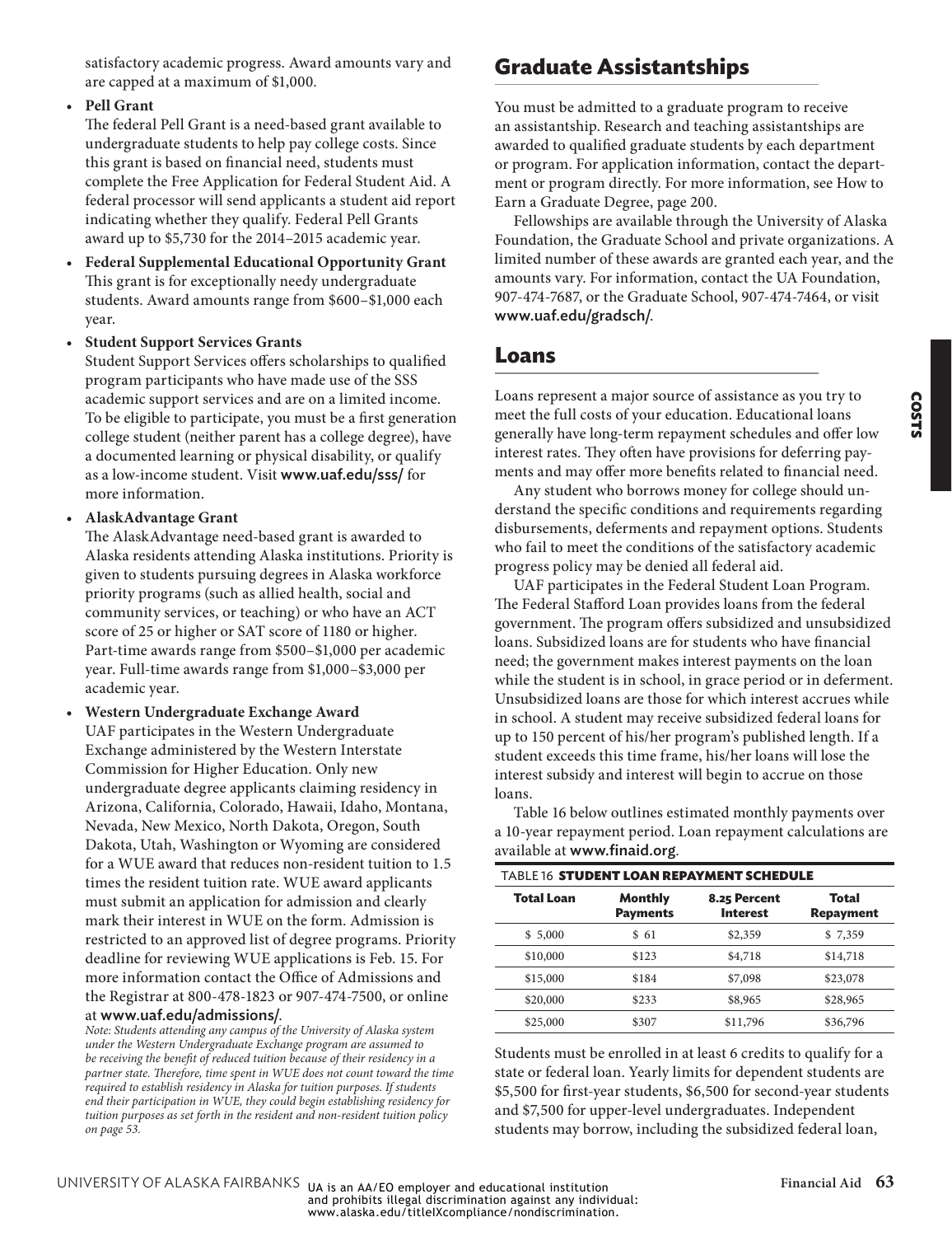satisfactory academic progress. Award amounts vary and are capped at a maximum of $1,000.

- **Pell Grant**
  The federal Pell Grant is a need-based grant available to undergraduate students to help pay college costs. Since this grant is based on financial need, students must complete the Free Application for Federal Student Aid. A federal processor will send applicants a student aid report indicating whether they qualify. Federal Pell Grants award up to $5,730 for the 2014–2015 academic year.
- **Federal Supplemental Educational Opportunity Grant**
  This grant is for exceptionally needy undergraduate students. Award amounts range from $600–$1,000 each year.
- **Student Support Services Grants**
  Student Support Services offers scholarships to qualified program participants who have made use of the SSS academic support services and are on a limited income. To be eligible to participate, you must be a first generation college student (neither parent has a college degree), have a documented learning or physical disability, or qualify as a low-income student. Visit **www.uaf.edu/sss/** for more information.
- **AlaskAdvantage Grant**
  The AlaskAdvantage need-based grant is awarded to Alaska residents attending Alaska institutions. Priority is given to students pursuing degrees in Alaska workforce priority programs (such as allied health, social and community services, or teaching) or who have an ACT score of 25 or higher or SAT score of 1180 or higher. Part-time awards range from $500–$1,000 per academic year. Full-time awards range from $1,000–$3,000 per academic year.
- **Western Undergraduate Exchange Award**
  UAF participates in the Western Undergraduate Exchange administered by the Western Interstate Commission for Higher Education. Only new undergraduate degree applicants claiming residency in Arizona, California, Colorado, Hawaii, Idaho, Montana, Nevada, New Mexico, North Dakota, Oregon, South Dakota, Utah, Washington or Wyoming are considered for a WUE award that reduces non-resident tuition to 1.5 times the resident tuition rate. WUE award applicants must submit an application for admission and clearly mark their interest in WUE on the form. Admission is restricted to an approved list of degree programs. Priority deadline for reviewing WUE applications is Feb. 15. For more information contact the Office of Admissions and the Registrar at 800-478-1823 or 907-474-7500, or online at **www.uaf.edu/admissions/**.

*Note: Students attending any campus of the University of Alaska system under the Western Undergraduate Exchange program are assumed to be receiving the benefit of reduced tuition because of their residency in a partner state. Therefore, time spent in WUE does not count toward the time required to establish residency in Alaska for tuition purposes. If students end their participation in WUE, they could begin establishing residency for tuition purposes as set forth in the resident and non-resident tuition policy on page 53.*

## Graduate Assistantships

You must be admitted to a graduate program to receive an assistantship. Research and teaching assistantships are awarded to qualified graduate students by each department or program. For application information, contact the department or program directly. For more information, see How to Earn a Graduate Degree, page 200.

Fellowships are available through the University of Alaska Foundation, the Graduate School and private organizations. A limited number of these awards are granted each year, and the amounts vary. For information, contact the UA Foundation, 907-474-7687, or the Graduate School, 907-474-7464, or visit **www.uaf.edu/gradsch/**.

## Loans

Loans represent a major source of assistance as you try to meet the full costs of your education. Educational loans generally have long-term repayment schedules and offer low interest rates. They often have provisions for deferring payments and may offer more benefits related to financial need.

Any student who borrows money for college should understand the specific conditions and requirements regarding disbursements, deferments and repayment options. Students who fail to meet the conditions of the satisfactory academic progress policy may be denied all federal aid.

UAF participates in the Federal Student Loan Program. The Federal Stafford Loan provides loans from the federal government. The program offers subsidized and unsubsidized loans. Subsidized loans are for students who have financial need; the government makes interest payments on the loan while the student is in school, in grace period or in deferment. Unsubsidized loans are those for which interest accrues while in school. A student may receive subsidized federal loans for up to 150 percent of his/her program's published length. If a student exceeds this time frame, his/her loans will lose the interest subsidy and interest will begin to accrue on those loans.

Table 16 below outlines estimated monthly payments over a 10-year repayment period. Loan repayment calculations are available at **www.finaid.org**.

TABLE 16 **STUDENT LOAN REPAYMENT SCHEDULE**

| Total Loan | Monthly Payments | 8.25 Percent Interest | Total Repayment |
|---|---|---|---|
| $ 5,000 | $ 61 | $2,359 | $ 7,359 |
| $10,000 | $123 | $4,718 | $14,718 |
| $15,000 | $184 | $7,098 | $23,078 |
| $20,000 | $233 | $8,965 | $28,965 |
| $25,000 | $307 | $11,796 | $36,796 |

Students must be enrolled in at least 6 credits to qualify for a state or federal loan. Yearly limits for dependent students are $5,500 for first-year students, $6,500 for second-year students and $7,500 for upper-level undergraduates. Independent students may borrow, including the subsidized federal loan,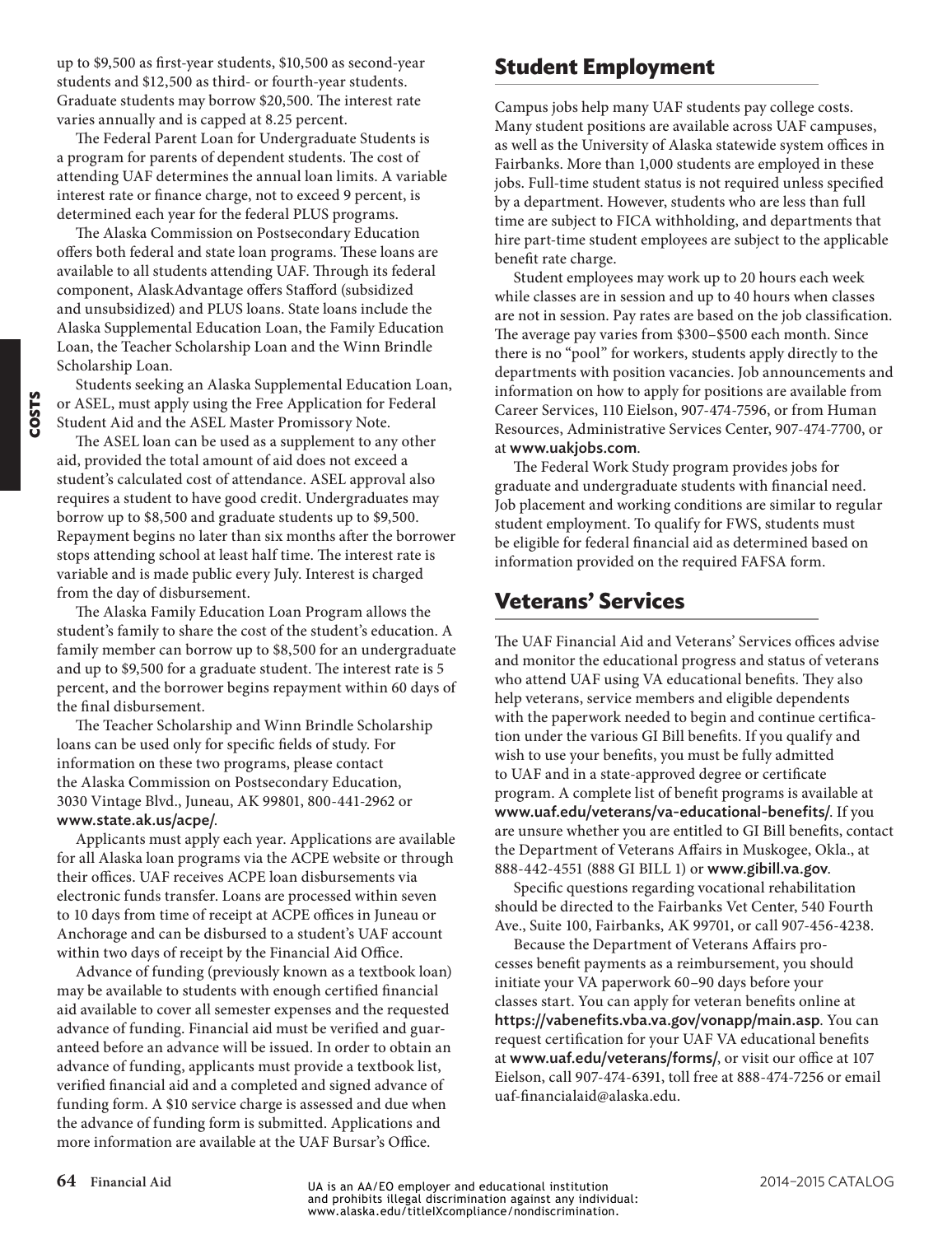up to $9,500 as first-year students, $10,500 as second-year students and $12,500 as third- or fourth-year students. Graduate students may borrow $20,500. The interest rate varies annually and is capped at 8.25 percent.

The Federal Parent Loan for Undergraduate Students is a program for parents of dependent students. The cost of attending UAF determines the annual loan limits. A variable interest rate or finance charge, not to exceed 9 percent, is determined each year for the federal PLUS programs.

The Alaska Commission on Postsecondary Education offers both federal and state loan programs. These loans are available to all students attending UAF. Through its federal component, AlaskAdvantage offers Stafford (subsidized and unsubsidized) and PLUS loans. State loans include the Alaska Supplemental Education Loan, the Family Education Loan, the Teacher Scholarship Loan and the Winn Brindle Scholarship Loan.

Students seeking an Alaska Supplemental Education Loan, or ASEL, must apply using the Free Application for Federal Student Aid and the ASEL Master Promissory Note.

The ASEL loan can be used as a supplement to any other aid, provided the total amount of aid does not exceed a student's calculated cost of attendance. ASEL approval also requires a student to have good credit. Undergraduates may borrow up to $8,500 and graduate students up to $9,500. Repayment begins no later than six months after the borrower stops attending school at least half time. The interest rate is variable and is made public every July. Interest is charged from the day of disbursement.

The Alaska Family Education Loan Program allows the student's family to share the cost of the student's education. A family member can borrow up to $8,500 for an undergraduate and up to $9,500 for a graduate student. The interest rate is 5 percent, and the borrower begins repayment within 60 days of the final disbursement.

The Teacher Scholarship and Winn Brindle Scholarship loans can be used only for specific fields of study. For information on these two programs, please contact the Alaska Commission on Postsecondary Education, 3030 Vintage Blvd., Juneau, AK 99801, 800-441-2962 or **www.state.ak.us/acpe/**.

Applicants must apply each year. Applications are available for all Alaska loan programs via the ACPE website or through their offices. UAF receives ACPE loan disbursements via electronic funds transfer. Loans are processed within seven to 10 days from time of receipt at ACPE offices in Juneau or Anchorage and can be disbursed to a student's UAF account within two days of receipt by the Financial Aid Office.

Advance of funding (previously known as a textbook loan) may be available to students with enough certified financial aid available to cover all semester expenses and the requested advance of funding. Financial aid must be verified and guaranteed before an advance will be issued. In order to obtain an advance of funding, applicants must provide a textbook list, verified financial aid and a completed and signed advance of funding form. A $10 service charge is assessed and due when the advance of funding form is submitted. Applications and more information are available at the UAF Bursar's Office.

## Student Employment

Campus jobs help many UAF students pay college costs. Many student positions are available across UAF campuses, as well as the University of Alaska statewide system offices in Fairbanks. More than 1,000 students are employed in these jobs. Full-time student status is not required unless specified by a department. However, students who are less than full time are subject to FICA withholding, and departments that hire part-time student employees are subject to the applicable benefit rate charge.

Student employees may work up to 20 hours each week while classes are in session and up to 40 hours when classes are not in session. Pay rates are based on the job classification. The average pay varies from $300–$500 each month. Since there is no "pool" for workers, students apply directly to the departments with position vacancies. Job announcements and information on how to apply for positions are available from Career Services, 110 Eielson, 907-474-7596, or from Human Resources, Administrative Services Center, 907-474-7700, or at **www.uakjobs.com**.

The Federal Work Study program provides jobs for graduate and undergraduate students with financial need. Job placement and working conditions are similar to regular student employment. To qualify for FWS, students must be eligible for federal financial aid as determined based on information provided on the required FAFSA form.

## Veterans' Services

The UAF Financial Aid and Veterans' Services offices advise and monitor the educational progress and status of veterans who attend UAF using VA educational benefits. They also help veterans, service members and eligible dependents with the paperwork needed to begin and continue certification under the various GI Bill benefits. If you qualify and wish to use your benefits, you must be fully admitted to UAF and in a state-approved degree or certificate program. A complete list of benefit programs is available at **www.uaf.edu/veterans/va-educational-benefits/**. If you are unsure whether you are entitled to GI Bill benefits, contact the Department of Veterans Affairs in Muskogee, Okla., at 888-442-4551 (888 GI BILL 1) or **www.gibill.va.gov**.

Specific questions regarding vocational rehabilitation should be directed to the Fairbanks Vet Center, 540 Fourth Ave., Suite 100, Fairbanks, AK 99701, or call 907-456-4238.

Because the Department of Veterans Affairs processes benefit payments as a reimbursement, you should initiate your VA paperwork 60–90 days before your classes start. You can apply for veteran benefits online at **https://vabenefits.vba.va.gov/vonapp/main.asp**. You can request certification for your UAF VA educational benefits at **www.uaf.edu/veterans/forms/**, or visit our office at 107 Eielson, call 907-474-6391, toll free at 888-474-7256 or email uaf-financialaid@alaska.edu.

UA is an AA/EO employer and educational institution and prohibits illegal discrimination against any individual: www.alaska.edu/titleIXcompliance/nondiscrimination.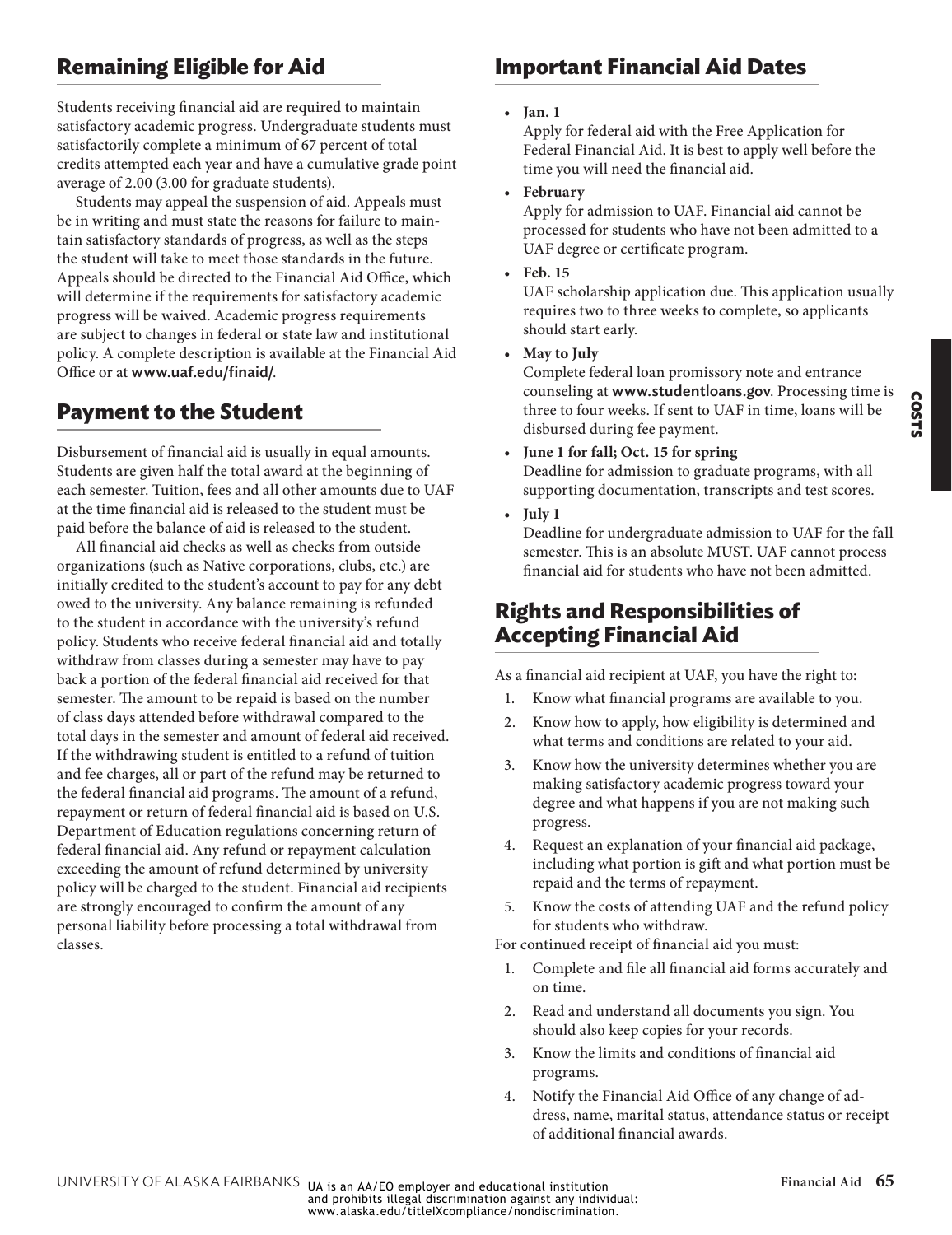## Remaining Eligible for Aid

Students receiving financial aid are required to maintain satisfactory academic progress. Undergraduate students must satisfactorily complete a minimum of 67 percent of total credits attempted each year and have a cumulative grade point average of 2.00 (3.00 for graduate students).

Students may appeal the suspension of aid. Appeals must be in writing and must state the reasons for failure to maintain satisfactory standards of progress, as well as the steps the student will take to meet those standards in the future. Appeals should be directed to the Financial Aid Office, which will determine if the requirements for satisfactory academic progress will be waived. Academic progress requirements are subject to changes in federal or state law and institutional policy. A complete description is available at the Financial Aid Office or at **www.uaf.edu/finaid/**.

## Payment to the Student

Disbursement of financial aid is usually in equal amounts. Students are given half the total award at the beginning of each semester. Tuition, fees and all other amounts due to UAF at the time financial aid is released to the student must be paid before the balance of aid is released to the student.

All financial aid checks as well as checks from outside organizations (such as Native corporations, clubs, etc.) are initially credited to the student's account to pay for any debt owed to the university. Any balance remaining is refunded to the student in accordance with the university's refund policy. Students who receive federal financial aid and totally withdraw from classes during a semester may have to pay back a portion of the federal financial aid received for that semester. The amount to be repaid is based on the number of class days attended before withdrawal compared to the total days in the semester and amount of federal aid received. If the withdrawing student is entitled to a refund of tuition and fee charges, all or part of the refund may be returned to the federal financial aid programs. The amount of a refund, repayment or return of federal financial aid is based on U.S. Department of Education regulations concerning return of federal financial aid. Any refund or repayment calculation exceeding the amount of refund determined by university policy will be charged to the student. Financial aid recipients are strongly encouraged to confirm the amount of any personal liability before processing a total withdrawal from classes.

## Important Financial Aid Dates

- **Jan. 1**
  Apply for federal aid with the Free Application for Federal Financial Aid. It is best to apply well before the time you will need the financial aid.
- **February**
  Apply for admission to UAF. Financial aid cannot be processed for students who have not been admitted to a UAF degree or certificate program.
- **Feb. 15**
  UAF scholarship application due. This application usually requires two to three weeks to complete, so applicants should start early.
- **May to July**
  Complete federal loan promissory note and entrance counseling at **www.studentloans.gov**. Processing time is three to four weeks. If sent to UAF in time, loans will be disbursed during fee payment.
- **June 1 for fall; Oct. 15 for spring**
  Deadline for admission to graduate programs, with all supporting documentation, transcripts and test scores.
- **July 1**
  Deadline for undergraduate admission to UAF for the fall semester. This is an absolute MUST. UAF cannot process financial aid for students who have not been admitted.

## Rights and Responsibilities of Accepting Financial Aid

As a financial aid recipient at UAF, you have the right to:

1. Know what financial programs are available to you.
2. Know how to apply, how eligibility is determined and what terms and conditions are related to your aid.
3. Know how the university determines whether you are making satisfactory academic progress toward your degree and what happens if you are not making such progress.
4. Request an explanation of your financial aid package, including what portion is gift and what portion must be repaid and the terms of repayment.
5. Know the costs of attending UAF and the refund policy for students who withdraw.

For continued receipt of financial aid you must:

1. Complete and file all financial aid forms accurately and on time.
2. Read and understand all documents you sign. You should also keep copies for your records.
3. Know the limits and conditions of financial aid programs.
4. Notify the Financial Aid Office of any change of address, name, marital status, attendance status or receipt of additional financial awards.

UA is an AA/EO employer and educational institution and prohibits illegal discrimination against any individual: www.alaska.edu/titleIXcompliance/nondiscrimination.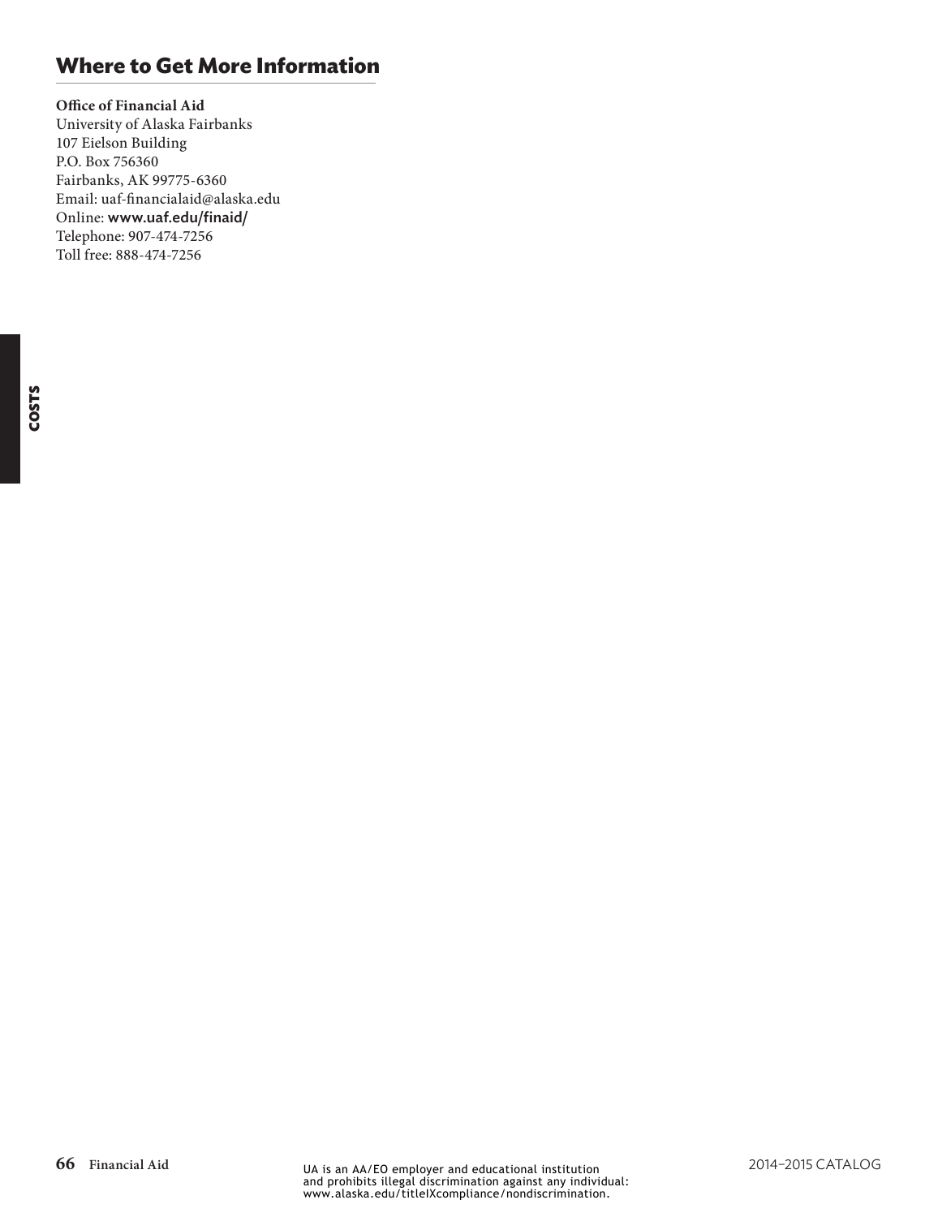## Where to Get More Information

**Office of Financial Aid**
University of Alaska Fairbanks
107 Eielson Building
P.O. Box 756360
Fairbanks, AK 99775-6360
Email: uaf-financialaid@alaska.edu
Online: **www.uaf.edu/finaid/**
Telephone: 907-474-7256
Toll free: 888-474-7256

UA is an AA/EO employer and educational institution and prohibits illegal discrimination against any individual: www.alaska.edu/titleIXcompliance/nondiscrimination.